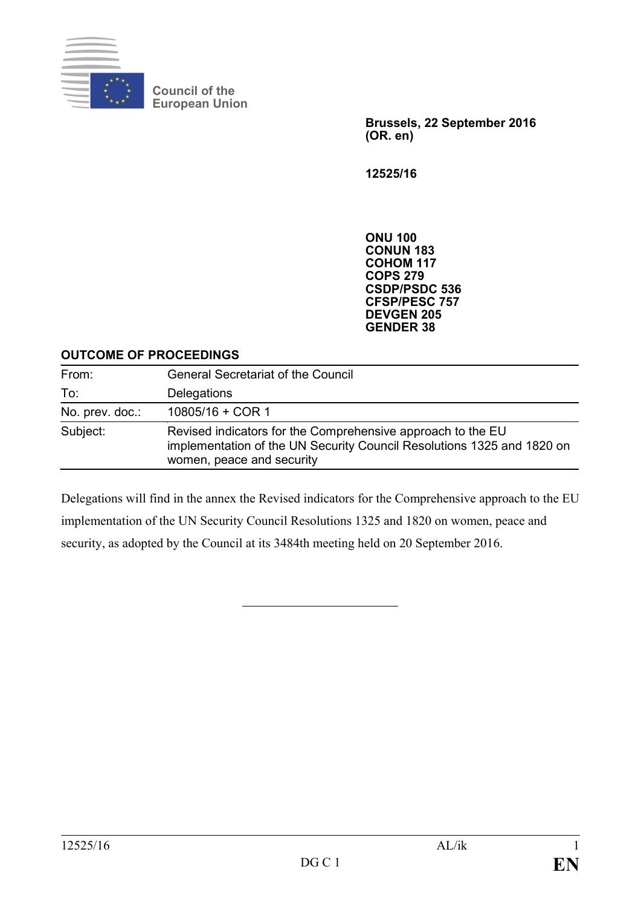Council of the
European Union

**Brussels, 22 September 2016**
**(OR. en)**

**12525/16**

**ONU 100**
**CONUN 183**
**COHOM 117**
**COPS 279**
**CSDP/PSDC 536**
**CFSP/PESC 757**
**DEVGEN 205**
**GENDER 38**

**OUTCOME OF PROCEEDINGS**

| | |
|---|---|
| From: | General Secretariat of the Council |
| To: | Delegations |
| No. prev. doc.: | 10805/16 + COR 1 |
| Subject: | Revised indicators for the Comprehensive approach to the EU implementation of the UN Security Council Resolutions 1325 and 1820 on women, peace and security |

Delegations will find in the annex the Revised indicators for the Comprehensive approach to the EU implementation of the UN Security Council Resolutions 1325 and 1820 on women, peace and security, as adopted by the Council at its 3484th meeting held on 20 September 2016.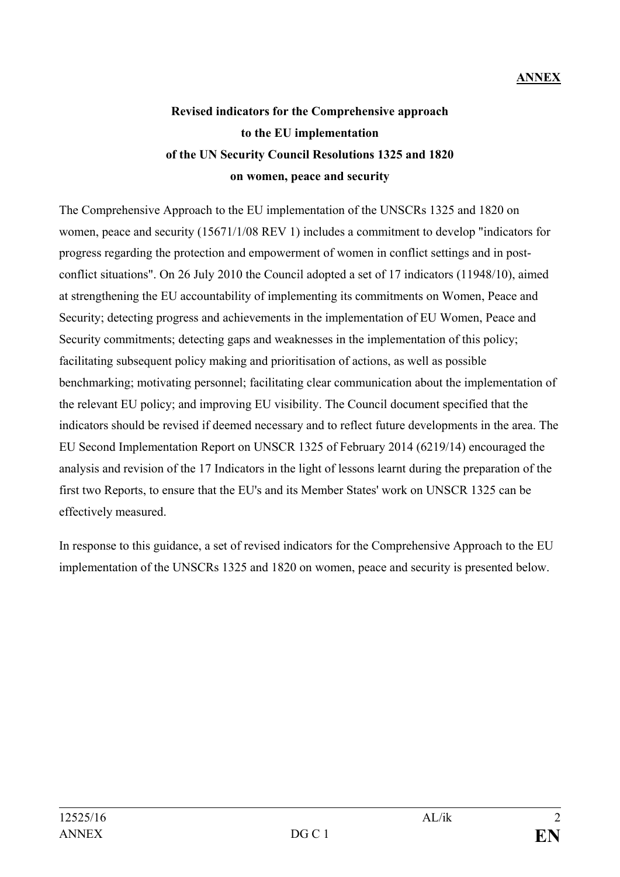**ANNEX**

# Revised indicators for the Comprehensive approach to the EU implementation of the UN Security Council Resolutions 1325 and 1820 on women, peace and security

The Comprehensive Approach to the EU implementation of the UNSCRs 1325 and 1820 on women, peace and security (15671/1/08 REV 1) includes a commitment to develop "indicators for progress regarding the protection and empowerment of women in conflict settings and in post-conflict situations". On 26 July 2010 the Council adopted a set of 17 indicators (11948/10), aimed at strengthening the EU accountability of implementing its commitments on Women, Peace and Security; detecting progress and achievements in the implementation of EU Women, Peace and Security commitments; detecting gaps and weaknesses in the implementation of this policy; facilitating subsequent policy making and prioritisation of actions, as well as possible benchmarking; motivating personnel; facilitating clear communication about the implementation of the relevant EU policy; and improving EU visibility. The Council document specified that the indicators should be revised if deemed necessary and to reflect future developments in the area. The EU Second Implementation Report on UNSCR 1325 of February 2014 (6219/14) encouraged the analysis and revision of the 17 Indicators in the light of lessons learnt during the preparation of the first two Reports, to ensure that the EU's and its Member States' work on UNSCR 1325 can be effectively measured.

In response to this guidance, a set of revised indicators for the Comprehensive Approach to the EU implementation of the UNSCRs 1325 and 1820 on women, peace and security is presented below.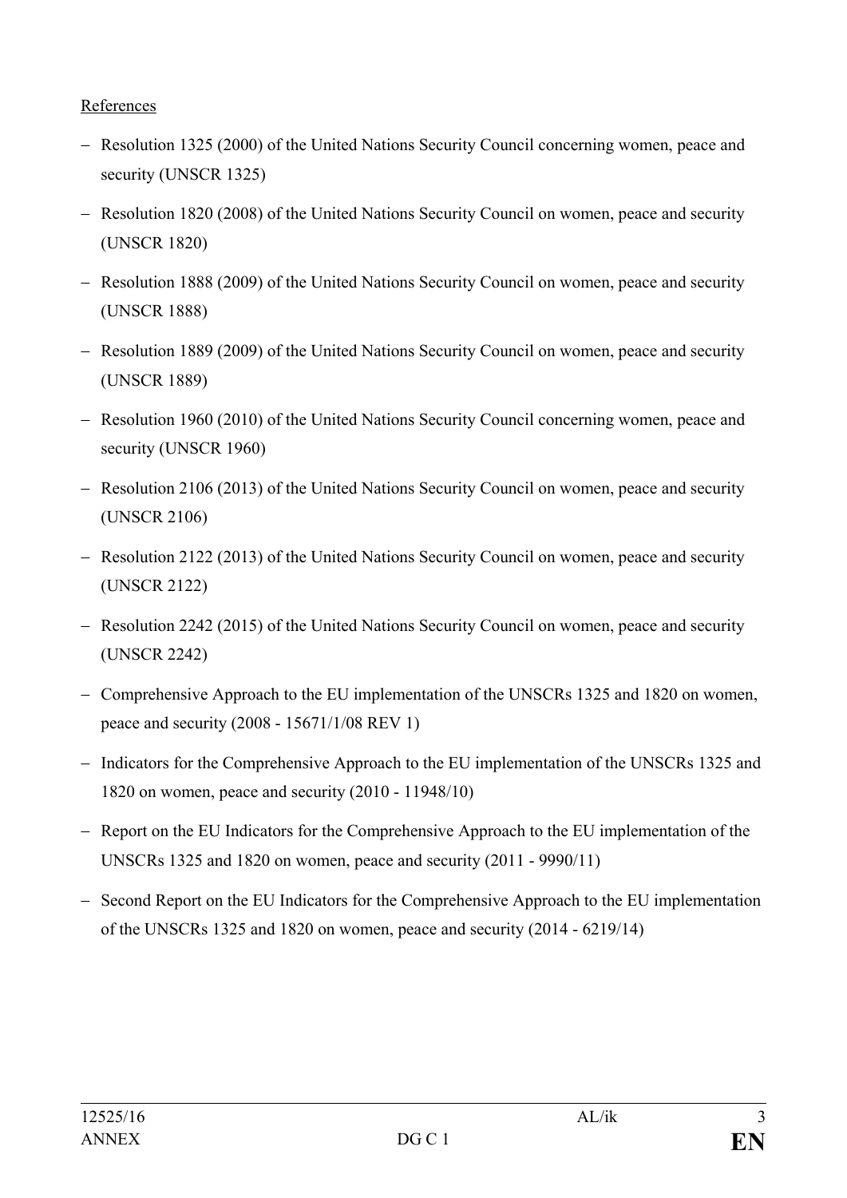References

- Resolution 1325 (2000) of the United Nations Security Council concerning women, peace and security (UNSCR 1325)
- Resolution 1820 (2008) of the United Nations Security Council on women, peace and security (UNSCR 1820)
- Resolution 1888 (2009) of the United Nations Security Council on women, peace and security (UNSCR 1888)
- Resolution 1889 (2009) of the United Nations Security Council on women, peace and security (UNSCR 1889)
- Resolution 1960 (2010) of the United Nations Security Council concerning women, peace and security (UNSCR 1960)
- Resolution 2106 (2013) of the United Nations Security Council on women, peace and security (UNSCR 2106)
- Resolution 2122 (2013) of the United Nations Security Council on women, peace and security (UNSCR 2122)
- Resolution 2242 (2015) of the United Nations Security Council on women, peace and security (UNSCR 2242)
- Comprehensive Approach to the EU implementation of the UNSCRs 1325 and 1820 on women, peace and security (2008 - 15671/1/08 REV 1)
- Indicators for the Comprehensive Approach to the EU implementation of the UNSCRs 1325 and 1820 on women, peace and security (2010 - 11948/10)
- Report on the EU Indicators for the Comprehensive Approach to the EU implementation of the UNSCRs 1325 and 1820 on women, peace and security (2011 - 9990/11)
- Second Report on the EU Indicators for the Comprehensive Approach to the EU implementation of the UNSCRs 1325 and 1820 on women, peace and security (2014 - 6219/14)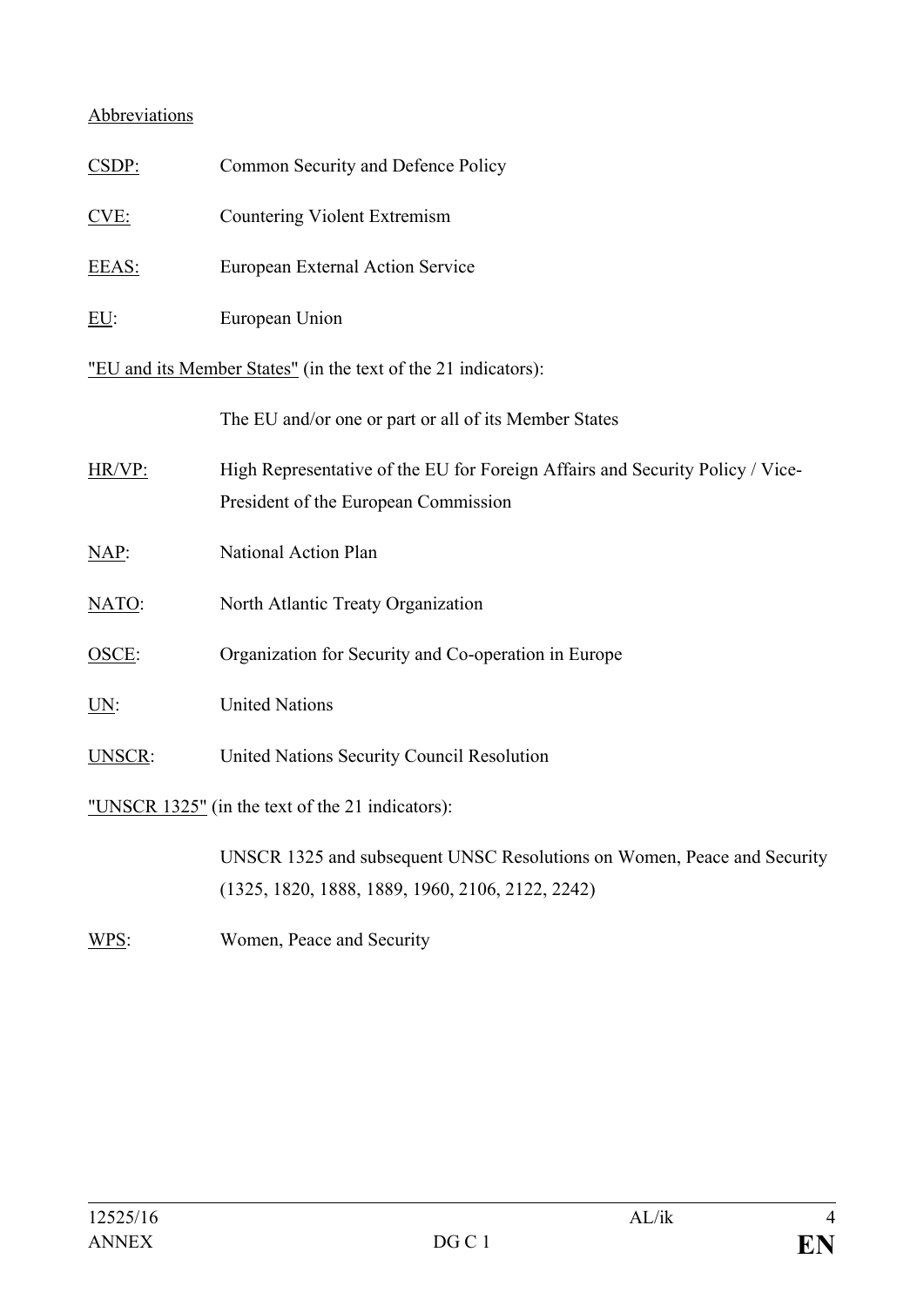Abbreviations

CSDP: Common Security and Defence Policy

CVE: Countering Violent Extremism

EEAS: European External Action Service

EU: European Union

"EU and its Member States" (in the text of the 21 indicators):

The EU and/or one or part or all of its Member States

HR/VP: High Representative of the EU for Foreign Affairs and Security Policy / Vice-President of the European Commission

NAP: National Action Plan

NATO: North Atlantic Treaty Organization

OSCE: Organization for Security and Co-operation in Europe

UN: United Nations

UNSCR: United Nations Security Council Resolution

"UNSCR 1325" (in the text of the 21 indicators):

UNSCR 1325 and subsequent UNSC Resolutions on Women, Peace and Security (1325, 1820, 1888, 1889, 1960, 2106, 2122, 2242)

WPS: Women, Peace and Security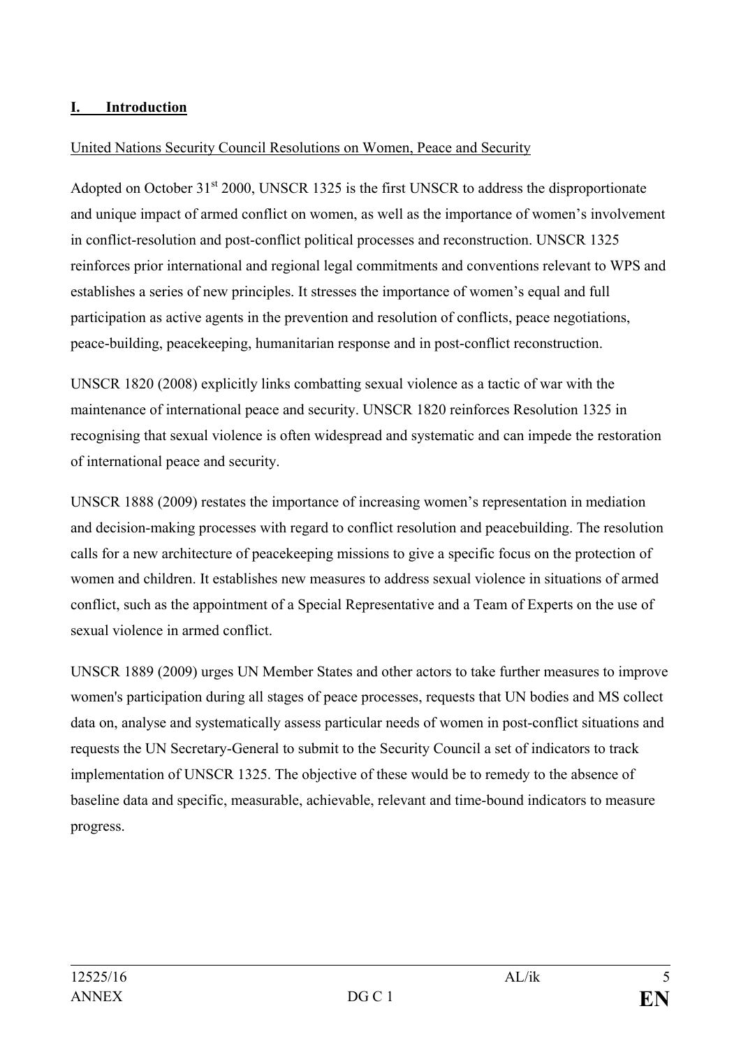## I. Introduction

United Nations Security Council Resolutions on Women, Peace and Security

Adopted on October 31st 2000, UNSCR 1325 is the first UNSCR to address the disproportionate and unique impact of armed conflict on women, as well as the importance of women's involvement in conflict-resolution and post-conflict political processes and reconstruction. UNSCR 1325 reinforces prior international and regional legal commitments and conventions relevant to WPS and establishes a series of new principles. It stresses the importance of women's equal and full participation as active agents in the prevention and resolution of conflicts, peace negotiations, peace-building, peacekeeping, humanitarian response and in post-conflict reconstruction.

UNSCR 1820 (2008) explicitly links combatting sexual violence as a tactic of war with the maintenance of international peace and security. UNSCR 1820 reinforces Resolution 1325 in recognising that sexual violence is often widespread and systematic and can impede the restoration of international peace and security.

UNSCR 1888 (2009) restates the importance of increasing women's representation in mediation and decision-making processes with regard to conflict resolution and peacebuilding. The resolution calls for a new architecture of peacekeeping missions to give a specific focus on the protection of women and children. It establishes new measures to address sexual violence in situations of armed conflict, such as the appointment of a Special Representative and a Team of Experts on the use of sexual violence in armed conflict.

UNSCR 1889 (2009) urges UN Member States and other actors to take further measures to improve women's participation during all stages of peace processes, requests that UN bodies and MS collect data on, analyse and systematically assess particular needs of women in post-conflict situations and requests the UN Secretary-General to submit to the Security Council a set of indicators to track implementation of UNSCR 1325. The objective of these would be to remedy to the absence of baseline data and specific, measurable, achievable, relevant and time-bound indicators to measure progress.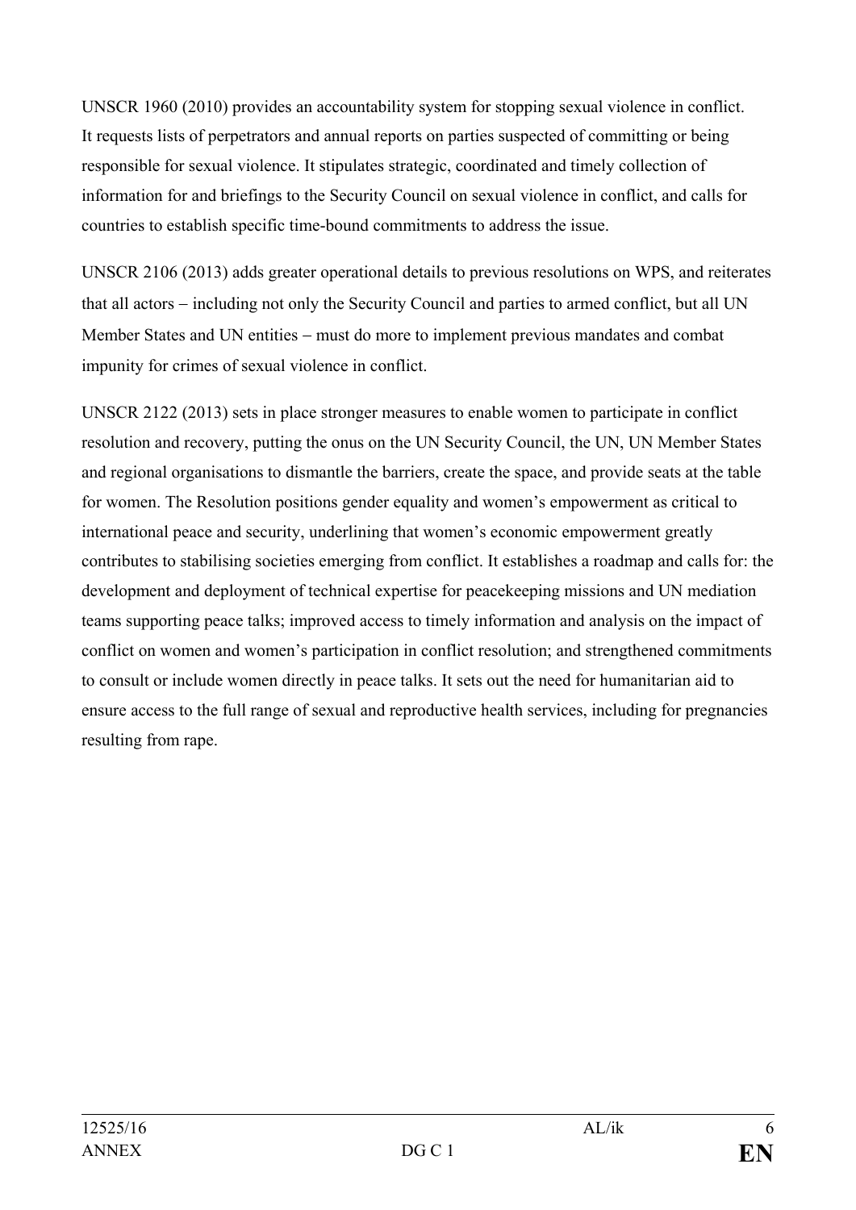UNSCR 1960 (2010) provides an accountability system for stopping sexual violence in conflict. It requests lists of perpetrators and annual reports on parties suspected of committing or being responsible for sexual violence. It stipulates strategic, coordinated and timely collection of information for and briefings to the Security Council on sexual violence in conflict, and calls for countries to establish specific time-bound commitments to address the issue.

UNSCR 2106 (2013) adds greater operational details to previous resolutions on WPS, and reiterates that all actors – including not only the Security Council and parties to armed conflict, but all UN Member States and UN entities – must do more to implement previous mandates and combat impunity for crimes of sexual violence in conflict.

UNSCR 2122 (2013) sets in place stronger measures to enable women to participate in conflict resolution and recovery, putting the onus on the UN Security Council, the UN, UN Member States and regional organisations to dismantle the barriers, create the space, and provide seats at the table for women. The Resolution positions gender equality and women's empowerment as critical to international peace and security, underlining that women's economic empowerment greatly contributes to stabilising societies emerging from conflict. It establishes a roadmap and calls for: the development and deployment of technical expertise for peacekeeping missions and UN mediation teams supporting peace talks; improved access to timely information and analysis on the impact of conflict on women and women's participation in conflict resolution; and strengthened commitments to consult or include women directly in peace talks. It sets out the need for humanitarian aid to ensure access to the full range of sexual and reproductive health services, including for pregnancies resulting from rape.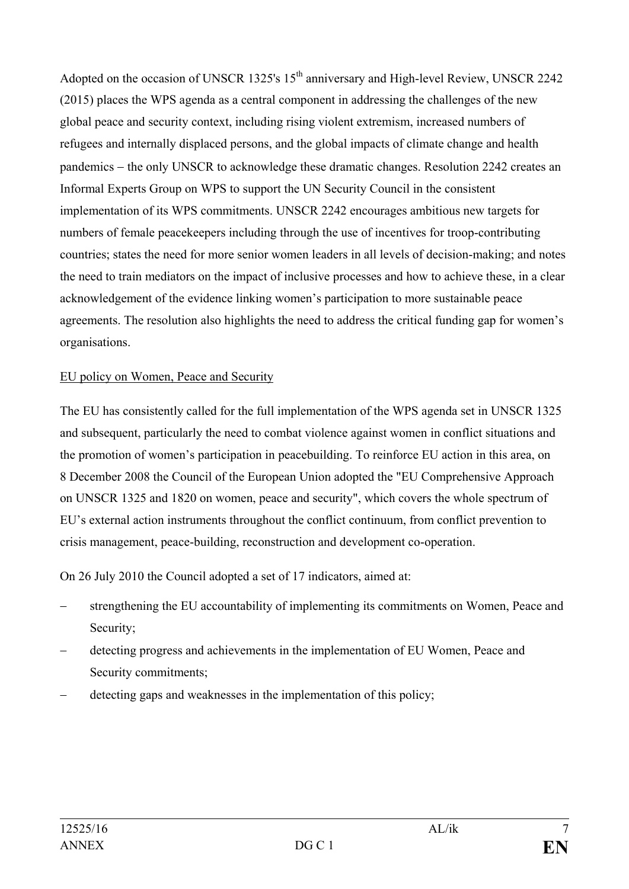Adopted on the occasion of UNSCR 1325's 15th anniversary and High-level Review, UNSCR 2242 (2015) places the WPS agenda as a central component in addressing the challenges of the new global peace and security context, including rising violent extremism, increased numbers of refugees and internally displaced persons, and the global impacts of climate change and health pandemics – the only UNSCR to acknowledge these dramatic changes. Resolution 2242 creates an Informal Experts Group on WPS to support the UN Security Council in the consistent implementation of its WPS commitments. UNSCR 2242 encourages ambitious new targets for numbers of female peacekeepers including through the use of incentives for troop-contributing countries; states the need for more senior women leaders in all levels of decision-making; and notes the need to train mediators on the impact of inclusive processes and how to achieve these, in a clear acknowledgement of the evidence linking women's participation to more sustainable peace agreements. The resolution also highlights the need to address the critical funding gap for women's organisations.

EU policy on Women, Peace and Security

The EU has consistently called for the full implementation of the WPS agenda set in UNSCR 1325 and subsequent, particularly the need to combat violence against women in conflict situations and the promotion of women's participation in peacebuilding. To reinforce EU action in this area, on 8 December 2008 the Council of the European Union adopted the "EU Comprehensive Approach on UNSCR 1325 and 1820 on women, peace and security", which covers the whole spectrum of EU's external action instruments throughout the conflict continuum, from conflict prevention to crisis management, peace-building, reconstruction and development co-operation.

On 26 July 2010 the Council adopted a set of 17 indicators, aimed at:

- strengthening the EU accountability of implementing its commitments on Women, Peace and Security;
- detecting progress and achievements in the implementation of EU Women, Peace and Security commitments;
- detecting gaps and weaknesses in the implementation of this policy;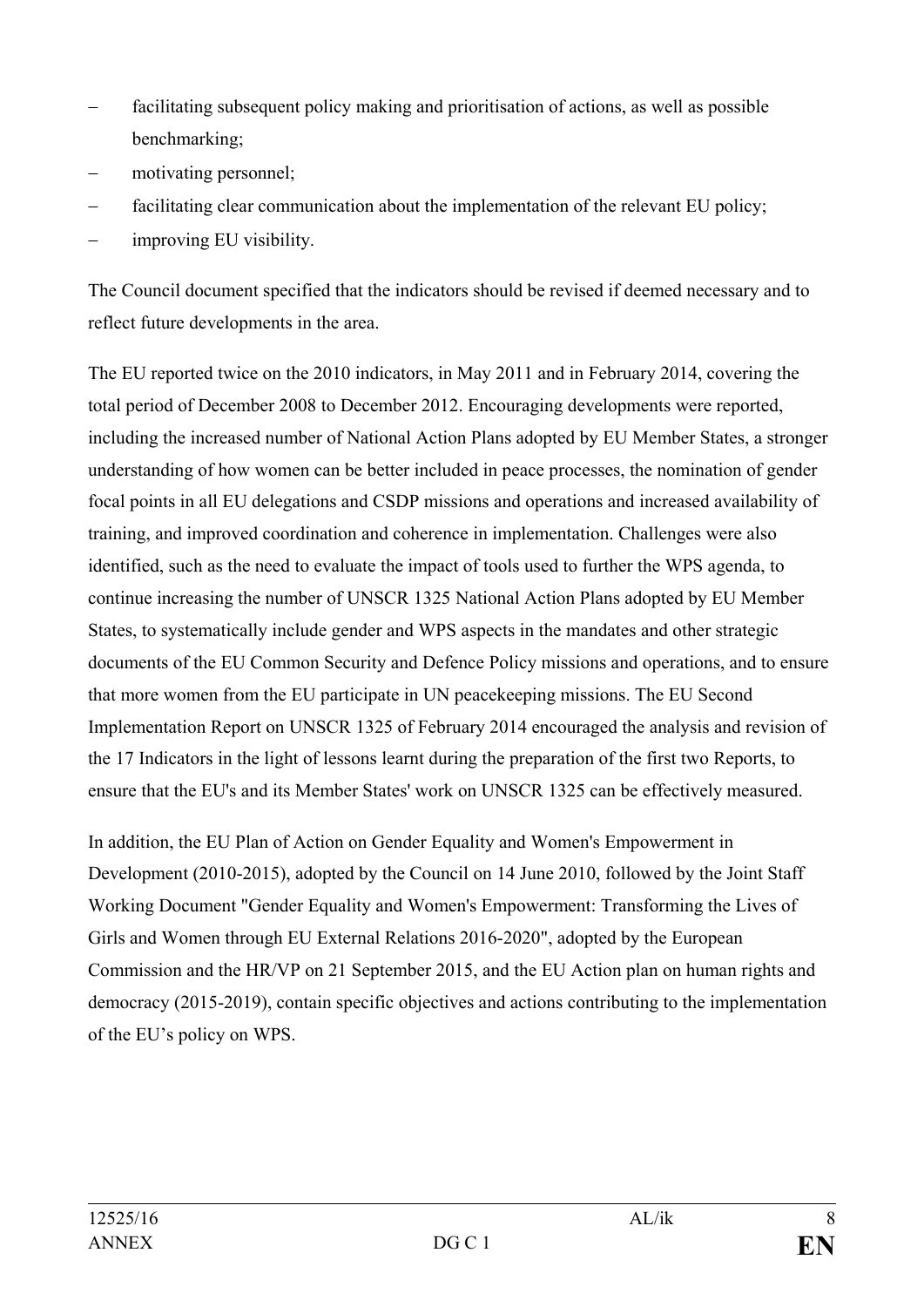- facilitating subsequent policy making and prioritisation of actions, as well as possible benchmarking;
- motivating personnel;
- facilitating clear communication about the implementation of the relevant EU policy;
- improving EU visibility.

The Council document specified that the indicators should be revised if deemed necessary and to reflect future developments in the area.

The EU reported twice on the 2010 indicators, in May 2011 and in February 2014, covering the total period of December 2008 to December 2012. Encouraging developments were reported, including the increased number of National Action Plans adopted by EU Member States, a stronger understanding of how women can be better included in peace processes, the nomination of gender focal points in all EU delegations and CSDP missions and operations and increased availability of training, and improved coordination and coherence in implementation. Challenges were also identified, such as the need to evaluate the impact of tools used to further the WPS agenda, to continue increasing the number of UNSCR 1325 National Action Plans adopted by EU Member States, to systematically include gender and WPS aspects in the mandates and other strategic documents of the EU Common Security and Defence Policy missions and operations, and to ensure that more women from the EU participate in UN peacekeeping missions. The EU Second Implementation Report on UNSCR 1325 of February 2014 encouraged the analysis and revision of the 17 Indicators in the light of lessons learnt during the preparation of the first two Reports, to ensure that the EU's and its Member States' work on UNSCR 1325 can be effectively measured.

In addition, the EU Plan of Action on Gender Equality and Women's Empowerment in Development (2010-2015), adopted by the Council on 14 June 2010, followed by the Joint Staff Working Document "Gender Equality and Women's Empowerment: Transforming the Lives of Girls and Women through EU External Relations 2016-2020", adopted by the European Commission and the HR/VP on 21 September 2015, and the EU Action plan on human rights and democracy (2015-2019), contain specific objectives and actions contributing to the implementation of the EU's policy on WPS.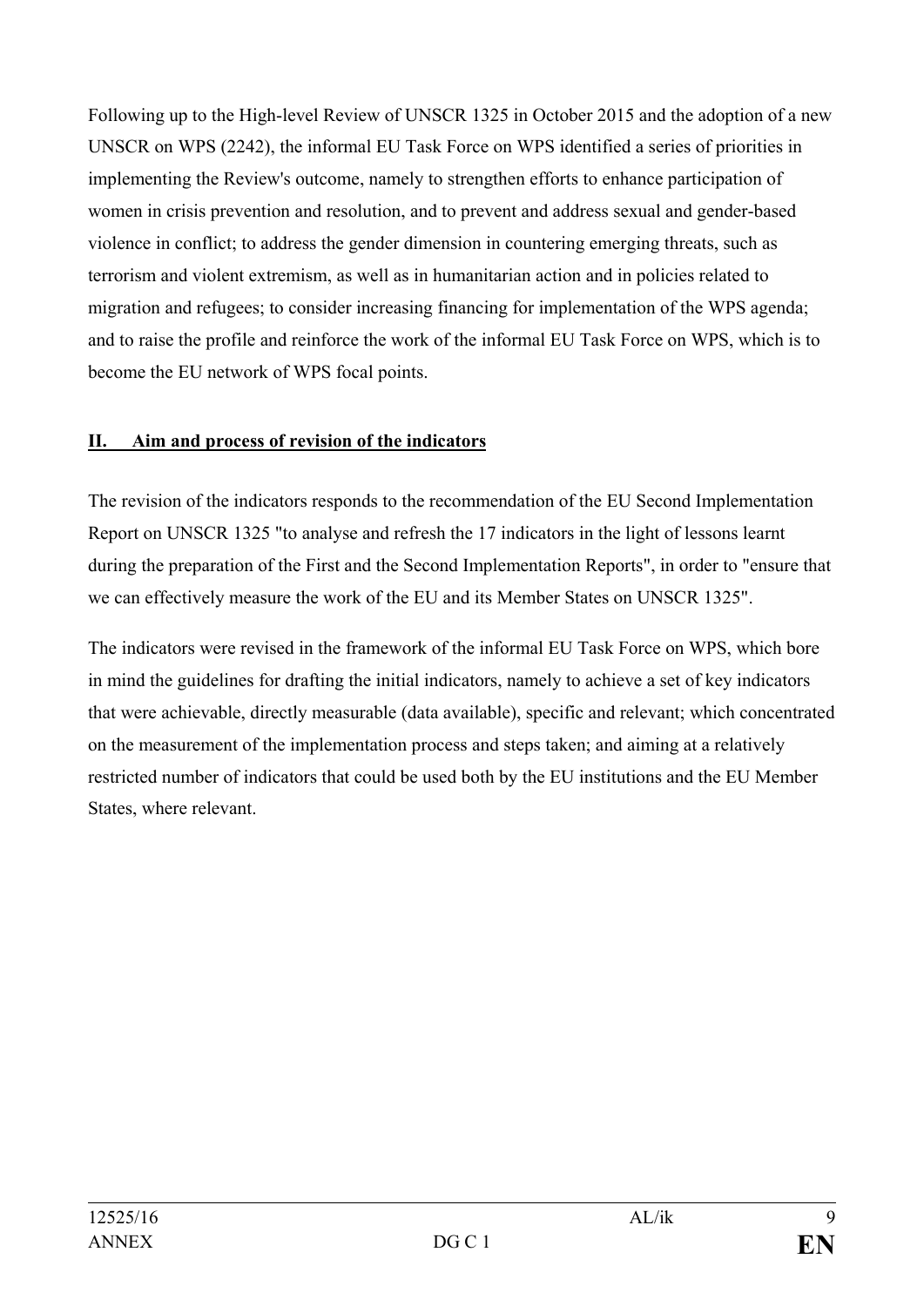Following up to the High-level Review of UNSCR 1325 in October 2015 and the adoption of a new UNSCR on WPS (2242), the informal EU Task Force on WPS identified a series of priorities in implementing the Review's outcome, namely to strengthen efforts to enhance participation of women in crisis prevention and resolution, and to prevent and address sexual and gender-based violence in conflict; to address the gender dimension in countering emerging threats, such as terrorism and violent extremism, as well as in humanitarian action and in policies related to migration and refugees; to consider increasing financing for implementation of the WPS agenda; and to raise the profile and reinforce the work of the informal EU Task Force on WPS, which is to become the EU network of WPS focal points.

## II. Aim and process of revision of the indicators

The revision of the indicators responds to the recommendation of the EU Second Implementation Report on UNSCR 1325 "to analyse and refresh the 17 indicators in the light of lessons learnt during the preparation of the First and the Second Implementation Reports", in order to "ensure that we can effectively measure the work of the EU and its Member States on UNSCR 1325".

The indicators were revised in the framework of the informal EU Task Force on WPS, which bore in mind the guidelines for drafting the initial indicators, namely to achieve a set of key indicators that were achievable, directly measurable (data available), specific and relevant; which concentrated on the measurement of the implementation process and steps taken; and aiming at a relatively restricted number of indicators that could be used both by the EU institutions and the EU Member States, where relevant.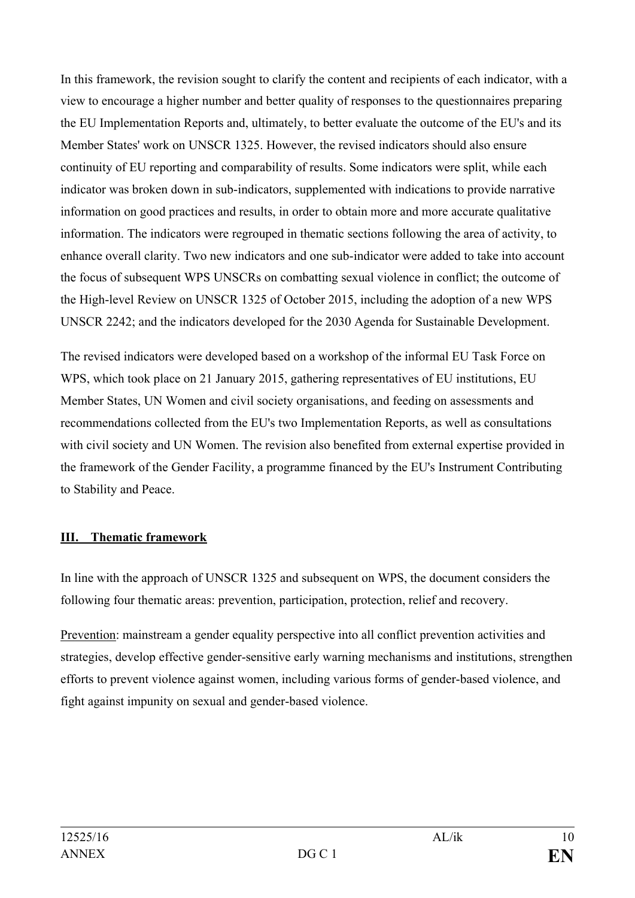In this framework, the revision sought to clarify the content and recipients of each indicator, with a view to encourage a higher number and better quality of responses to the questionnaires preparing the EU Implementation Reports and, ultimately, to better evaluate the outcome of the EU's and its Member States' work on UNSCR 1325. However, the revised indicators should also ensure continuity of EU reporting and comparability of results. Some indicators were split, while each indicator was broken down in sub-indicators, supplemented with indications to provide narrative information on good practices and results, in order to obtain more and more accurate qualitative information. The indicators were regrouped in thematic sections following the area of activity, to enhance overall clarity. Two new indicators and one sub-indicator were added to take into account the focus of subsequent WPS UNSCRs on combatting sexual violence in conflict; the outcome of the High-level Review on UNSCR 1325 of October 2015, including the adoption of a new WPS UNSCR 2242; and the indicators developed for the 2030 Agenda for Sustainable Development.

The revised indicators were developed based on a workshop of the informal EU Task Force on WPS, which took place on 21 January 2015, gathering representatives of EU institutions, EU Member States, UN Women and civil society organisations, and feeding on assessments and recommendations collected from the EU's two Implementation Reports, as well as consultations with civil society and UN Women. The revision also benefited from external expertise provided in the framework of the Gender Facility, a programme financed by the EU's Instrument Contributing to Stability and Peace.

## III. Thematic framework

In line with the approach of UNSCR 1325 and subsequent on WPS, the document considers the following four thematic areas: prevention, participation, protection, relief and recovery.

Prevention: mainstream a gender equality perspective into all conflict prevention activities and strategies, develop effective gender-sensitive early warning mechanisms and institutions, strengthen efforts to prevent violence against women, including various forms of gender-based violence, and fight against impunity on sexual and gender-based violence.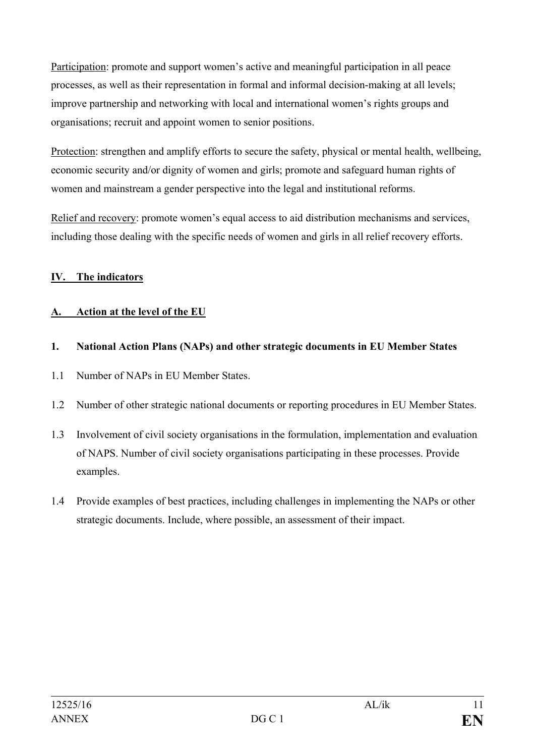Participation: promote and support women's active and meaningful participation in all peace processes, as well as their representation in formal and informal decision-making at all levels; improve partnership and networking with local and international women's rights groups and organisations; recruit and appoint women to senior positions.

Protection: strengthen and amplify efforts to secure the safety, physical or mental health, wellbeing, economic security and/or dignity of women and girls; promote and safeguard human rights of women and mainstream a gender perspective into the legal and institutional reforms.

Relief and recovery: promote women's equal access to aid distribution mechanisms and services, including those dealing with the specific needs of women and girls in all relief recovery efforts.

## IV. The indicators

### A. Action at the level of the EU

#### 1. National Action Plans (NAPs) and other strategic documents in EU Member States

1.1 Number of NAPs in EU Member States.

1.2 Number of other strategic national documents or reporting procedures in EU Member States.

1.3 Involvement of civil society organisations in the formulation, implementation and evaluation of NAPS. Number of civil society organisations participating in these processes. Provide examples.

1.4 Provide examples of best practices, including challenges in implementing the NAPs or other strategic documents. Include, where possible, an assessment of their impact.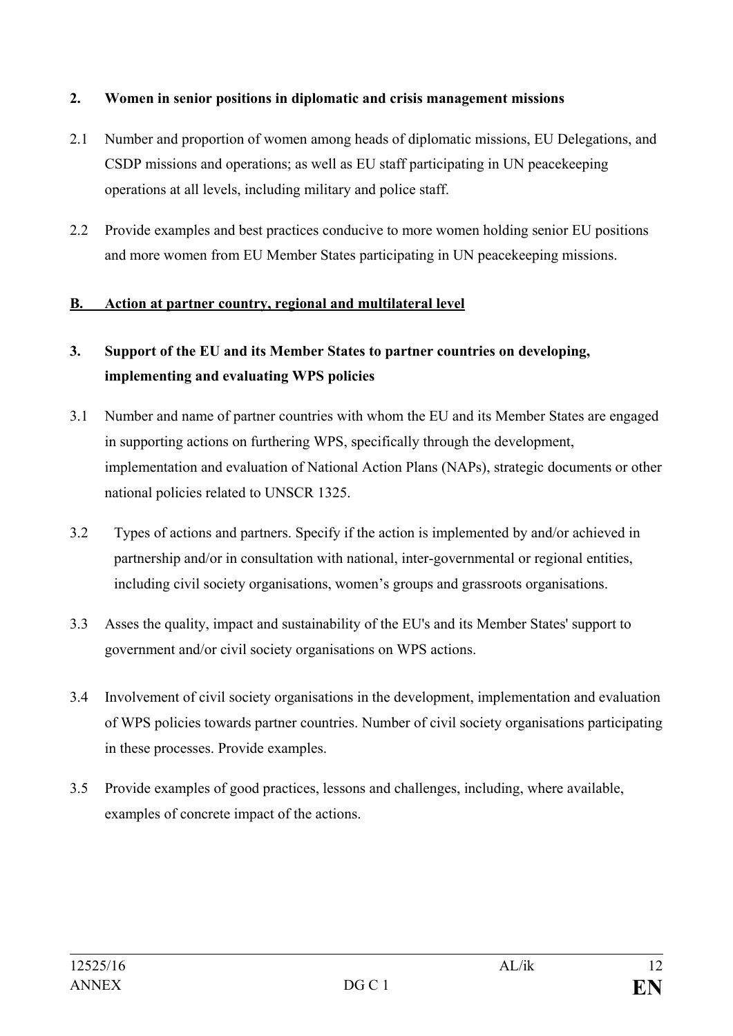**2. Women in senior positions in diplomatic and crisis management missions**

2.1 Number and proportion of women among heads of diplomatic missions, EU Delegations, and CSDP missions and operations; as well as EU staff participating in UN peacekeeping operations at all levels, including military and police staff.

2.2 Provide examples and best practices conducive to more women holding senior EU positions and more women from EU Member States participating in UN peacekeeping missions.

**B. Action at partner country, regional and multilateral level**

**3. Support of the EU and its Member States to partner countries on developing, implementing and evaluating WPS policies**

3.1 Number and name of partner countries with whom the EU and its Member States are engaged in supporting actions on furthering WPS, specifically through the development, implementation and evaluation of National Action Plans (NAPs), strategic documents or other national policies related to UNSCR 1325.

3.2 Types of actions and partners. Specify if the action is implemented by and/or achieved in partnership and/or in consultation with national, inter-governmental or regional entities, including civil society organisations, women's groups and grassroots organisations.

3.3 Asses the quality, impact and sustainability of the EU's and its Member States' support to government and/or civil society organisations on WPS actions.

3.4 Involvement of civil society organisations in the development, implementation and evaluation of WPS policies towards partner countries. Number of civil society organisations participating in these processes. Provide examples.

3.5 Provide examples of good practices, lessons and challenges, including, where available, examples of concrete impact of the actions.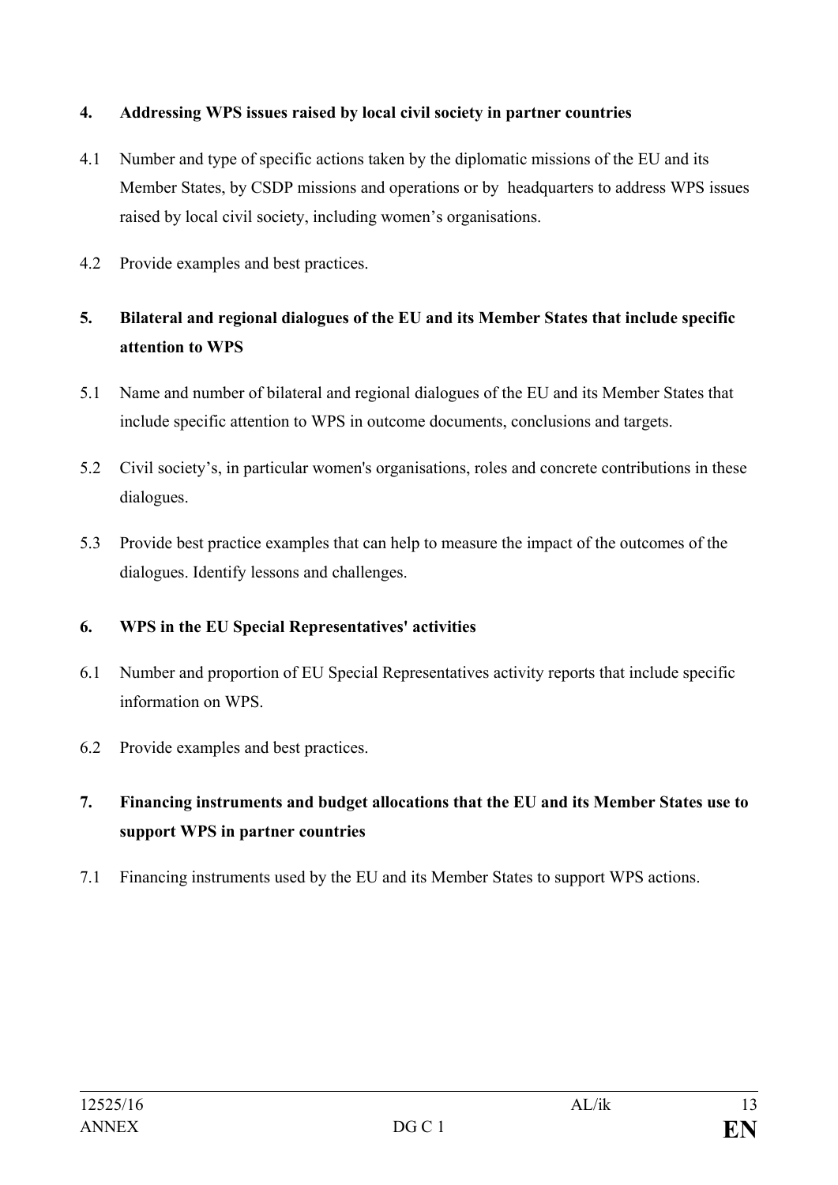**4. Addressing WPS issues raised by local civil society in partner countries**

4.1 Number and type of specific actions taken by the diplomatic missions of the EU and its Member States, by CSDP missions and operations or by headquarters to address WPS issues raised by local civil society, including women's organisations.

4.2 Provide examples and best practices.

**5. Bilateral and regional dialogues of the EU and its Member States that include specific attention to WPS**

5.1 Name and number of bilateral and regional dialogues of the EU and its Member States that include specific attention to WPS in outcome documents, conclusions and targets.

5.2 Civil society's, in particular women's organisations, roles and concrete contributions in these dialogues.

5.3 Provide best practice examples that can help to measure the impact of the outcomes of the dialogues. Identify lessons and challenges.

**6. WPS in the EU Special Representatives' activities**

6.1 Number and proportion of EU Special Representatives activity reports that include specific information on WPS.

6.2 Provide examples and best practices.

**7. Financing instruments and budget allocations that the EU and its Member States use to support WPS in partner countries**

7.1 Financing instruments used by the EU and its Member States to support WPS actions.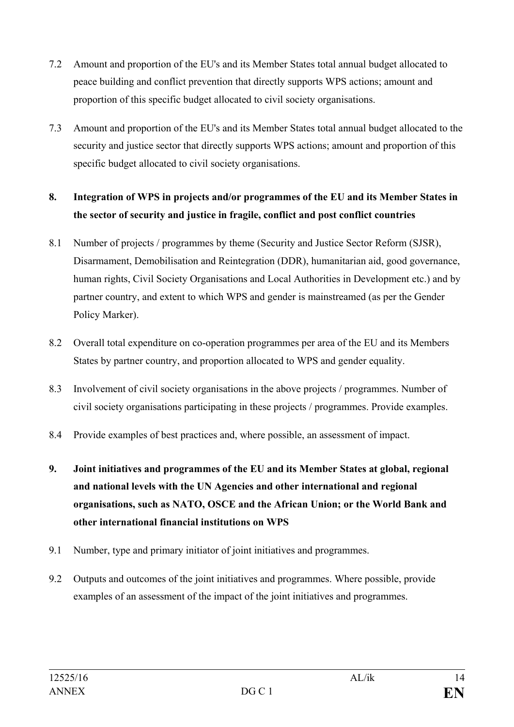7.2 Amount and proportion of the EU's and its Member States total annual budget allocated to peace building and conflict prevention that directly supports WPS actions; amount and proportion of this specific budget allocated to civil society organisations.

7.3 Amount and proportion of the EU's and its Member States total annual budget allocated to the security and justice sector that directly supports WPS actions; amount and proportion of this specific budget allocated to civil society organisations.

**8. Integration of WPS in projects and/or programmes of the EU and its Member States in the sector of security and justice in fragile, conflict and post conflict countries**

8.1 Number of projects / programmes by theme (Security and Justice Sector Reform (SJSR), Disarmament, Demobilisation and Reintegration (DDR), humanitarian aid, good governance, human rights, Civil Society Organisations and Local Authorities in Development etc.) and by partner country, and extent to which WPS and gender is mainstreamed (as per the Gender Policy Marker).

8.2 Overall total expenditure on co-operation programmes per area of the EU and its Members States by partner country, and proportion allocated to WPS and gender equality.

8.3 Involvement of civil society organisations in the above projects / programmes. Number of civil society organisations participating in these projects / programmes. Provide examples.

8.4 Provide examples of best practices and, where possible, an assessment of impact.

**9. Joint initiatives and programmes of the EU and its Member States at global, regional and national levels with the UN Agencies and other international and regional organisations, such as NATO, OSCE and the African Union; or the World Bank and other international financial institutions on WPS**

9.1 Number, type and primary initiator of joint initiatives and programmes.

9.2 Outputs and outcomes of the joint initiatives and programmes. Where possible, provide examples of an assessment of the impact of the joint initiatives and programmes.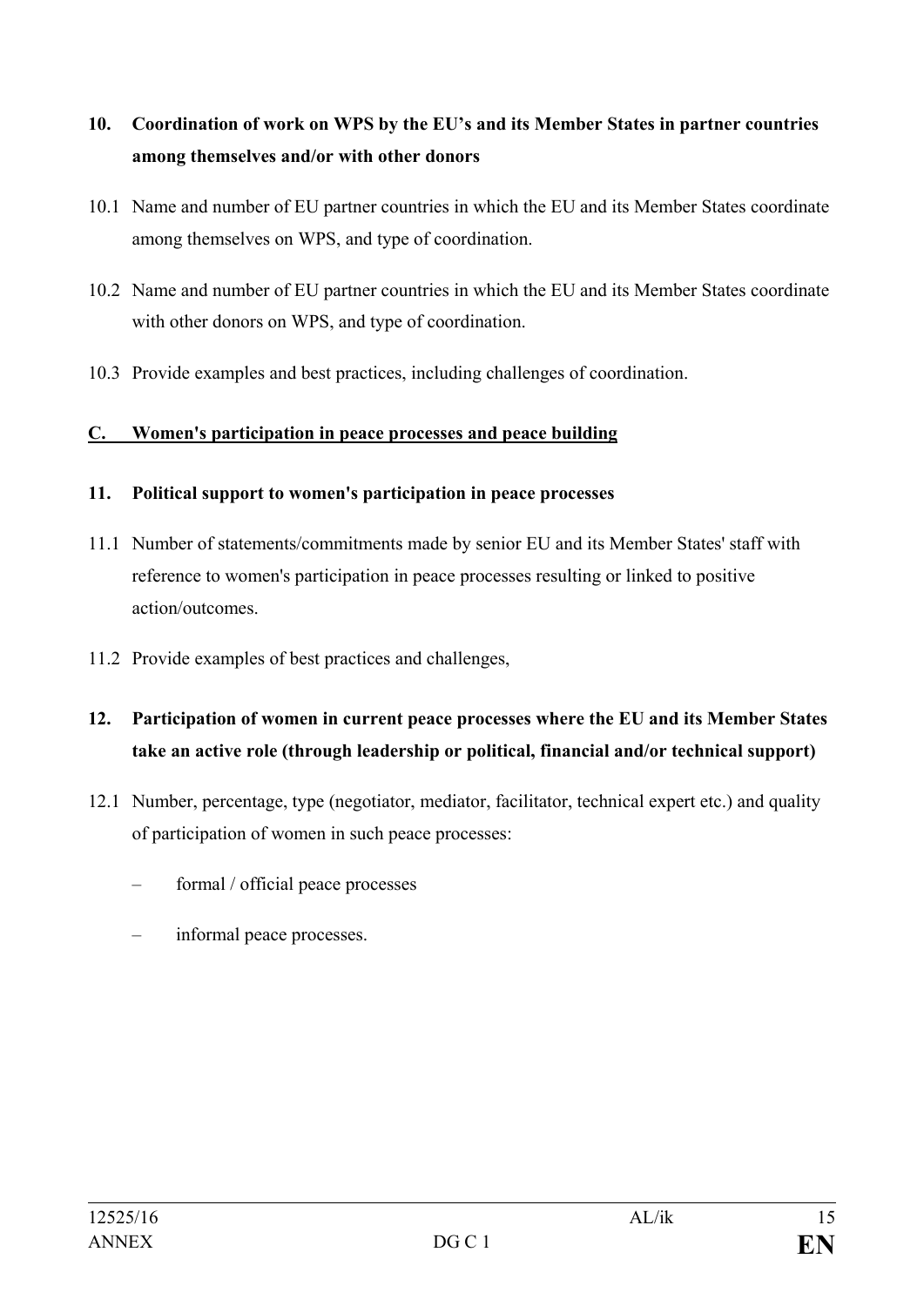**10. Coordination of work on WPS by the EU's and its Member States in partner countries among themselves and/or with other donors**

10.1 Name and number of EU partner countries in which the EU and its Member States coordinate among themselves on WPS, and type of coordination.

10.2 Name and number of EU partner countries in which the EU and its Member States coordinate with other donors on WPS, and type of coordination.

10.3 Provide examples and best practices, including challenges of coordination.

## C. Women's participation in peace processes and peace building

**11. Political support to women's participation in peace processes**

11.1 Number of statements/commitments made by senior EU and its Member States' staff with reference to women's participation in peace processes resulting or linked to positive action/outcomes.

11.2 Provide examples of best practices and challenges,

**12. Participation of women in current peace processes where the EU and its Member States take an active role (through leadership or political, financial and/or technical support)**

12.1 Number, percentage, type (negotiator, mediator, facilitator, technical expert etc.) and quality of participation of women in such peace processes:

- formal / official peace processes
- informal peace processes.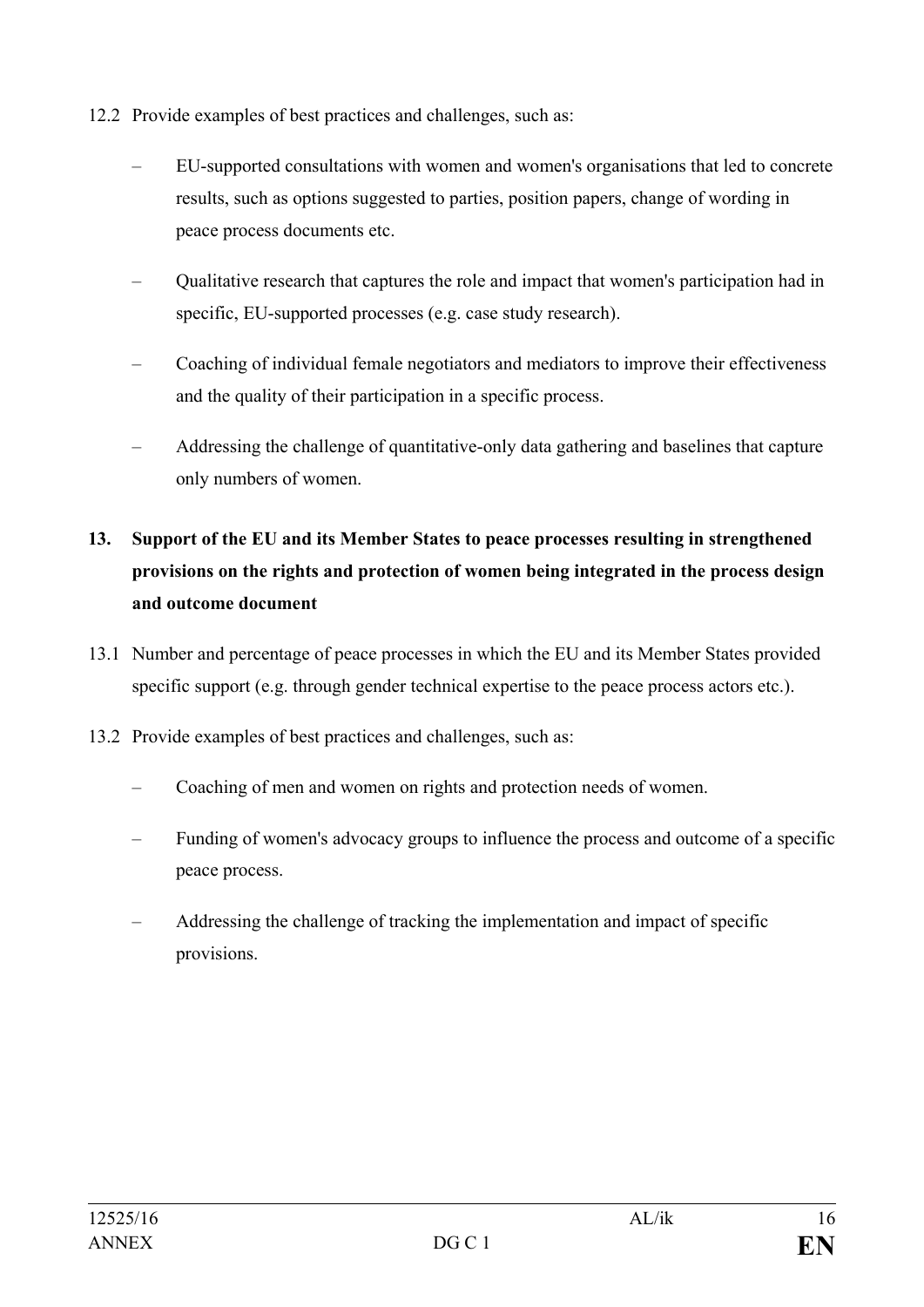12.2 Provide examples of best practices and challenges, such as:

- EU-supported consultations with women and women's organisations that led to concrete results, such as options suggested to parties, position papers, change of wording in peace process documents etc.
- Qualitative research that captures the role and impact that women's participation had in specific, EU-supported processes (e.g. case study research).
- Coaching of individual female negotiators and mediators to improve their effectiveness and the quality of their participation in a specific process.
- Addressing the challenge of quantitative-only data gathering and baselines that capture only numbers of women.

**13. Support of the EU and its Member States to peace processes resulting in strengthened provisions on the rights and protection of women being integrated in the process design and outcome document**

13.1 Number and percentage of peace processes in which the EU and its Member States provided specific support (e.g. through gender technical expertise to the peace process actors etc.).

13.2 Provide examples of best practices and challenges, such as:

- Coaching of men and women on rights and protection needs of women.
- Funding of women's advocacy groups to influence the process and outcome of a specific peace process.
- Addressing the challenge of tracking the implementation and impact of specific provisions.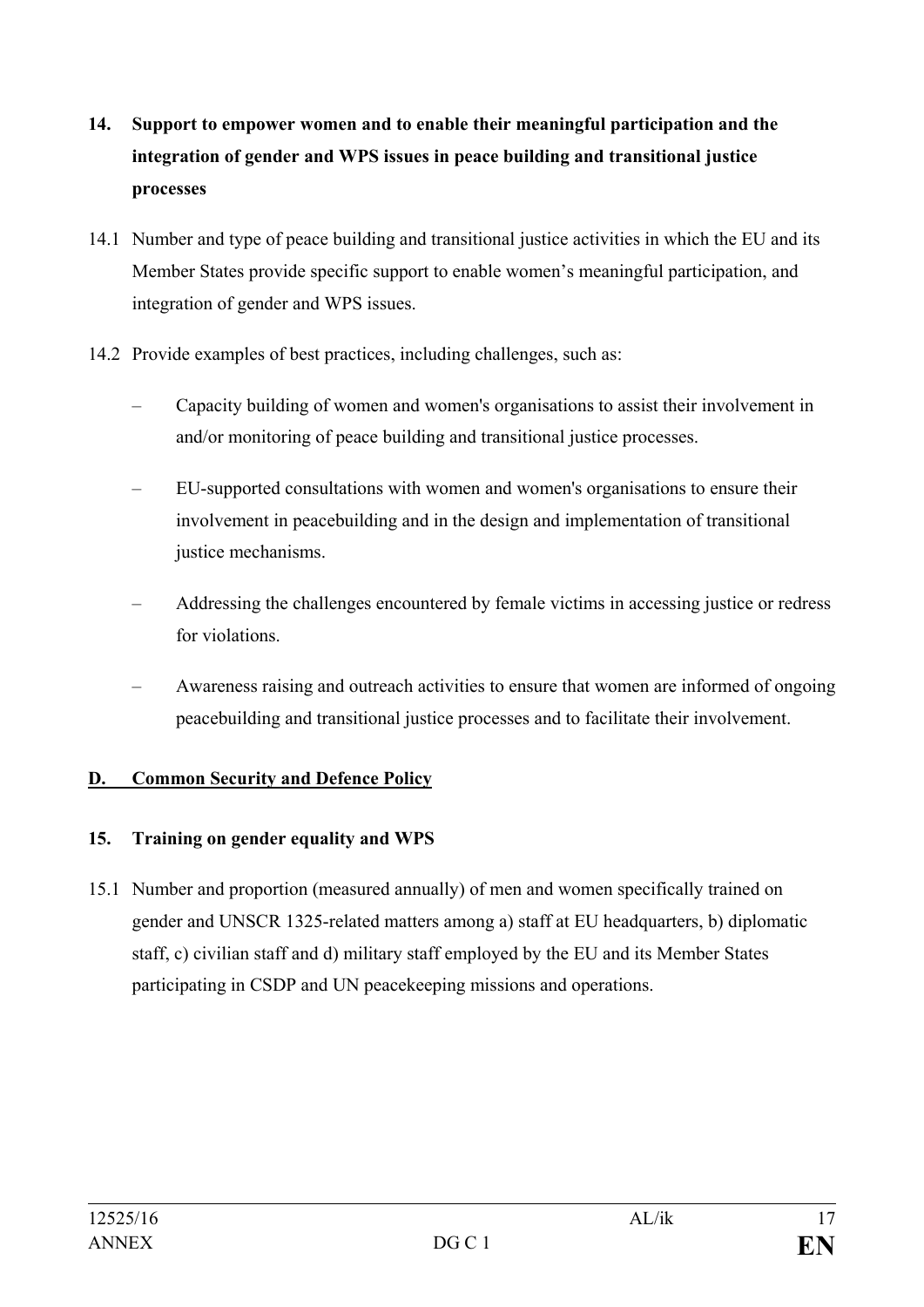**14. Support to empower women and to enable their meaningful participation and the integration of gender and WPS issues in peace building and transitional justice processes**

14.1 Number and type of peace building and transitional justice activities in which the EU and its Member States provide specific support to enable women's meaningful participation, and integration of gender and WPS issues.

14.2 Provide examples of best practices, including challenges, such as:

- Capacity building of women and women's organisations to assist their involvement in and/or monitoring of peace building and transitional justice processes.
- EU-supported consultations with women and women's organisations to ensure their involvement in peacebuilding and in the design and implementation of transitional justice mechanisms.
- Addressing the challenges encountered by female victims in accessing justice or redress for violations.
- Awareness raising and outreach activities to ensure that women are informed of ongoing peacebuilding and transitional justice processes and to facilitate their involvement.

## D. Common Security and Defence Policy

**15. Training on gender equality and WPS**

15.1 Number and proportion (measured annually) of men and women specifically trained on gender and UNSCR 1325-related matters among a) staff at EU headquarters, b) diplomatic staff, c) civilian staff and d) military staff employed by the EU and its Member States participating in CSDP and UN peacekeeping missions and operations.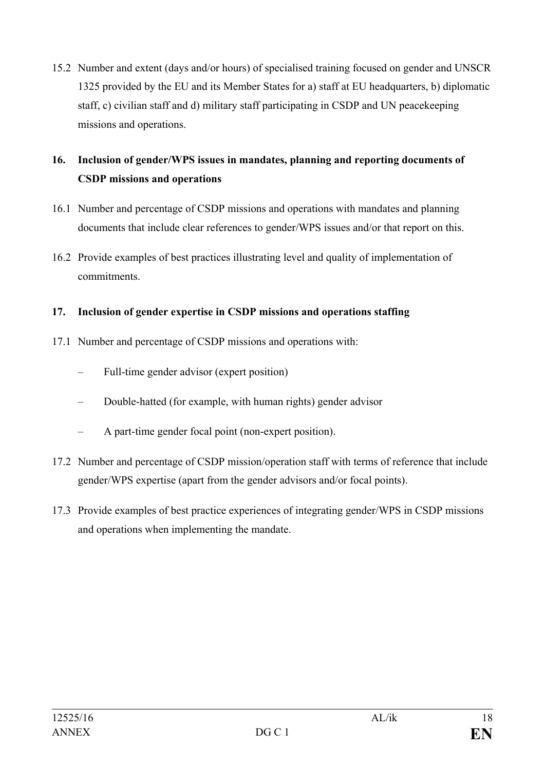15.2 Number and extent (days and/or hours) of specialised training focused on gender and UNSCR 1325 provided by the EU and its Member States for a) staff at EU headquarters, b) diplomatic staff, c) civilian staff and d) military staff participating in CSDP and UN peacekeeping missions and operations.

### 16. Inclusion of gender/WPS issues in mandates, planning and reporting documents of CSDP missions and operations

16.1 Number and percentage of CSDP missions and operations with mandates and planning documents that include clear references to gender/WPS issues and/or that report on this.

16.2 Provide examples of best practices illustrating level and quality of implementation of commitments.

### 17. Inclusion of gender expertise in CSDP missions and operations staffing

17.1 Number and percentage of CSDP missions and operations with:

- Full-time gender advisor (expert position)
- Double-hatted (for example, with human rights) gender advisor
- A part-time gender focal point (non-expert position).

17.2 Number and percentage of CSDP mission/operation staff with terms of reference that include gender/WPS expertise (apart from the gender advisors and/or focal points).

17.3 Provide examples of best practice experiences of integrating gender/WPS in CSDP missions and operations when implementing the mandate.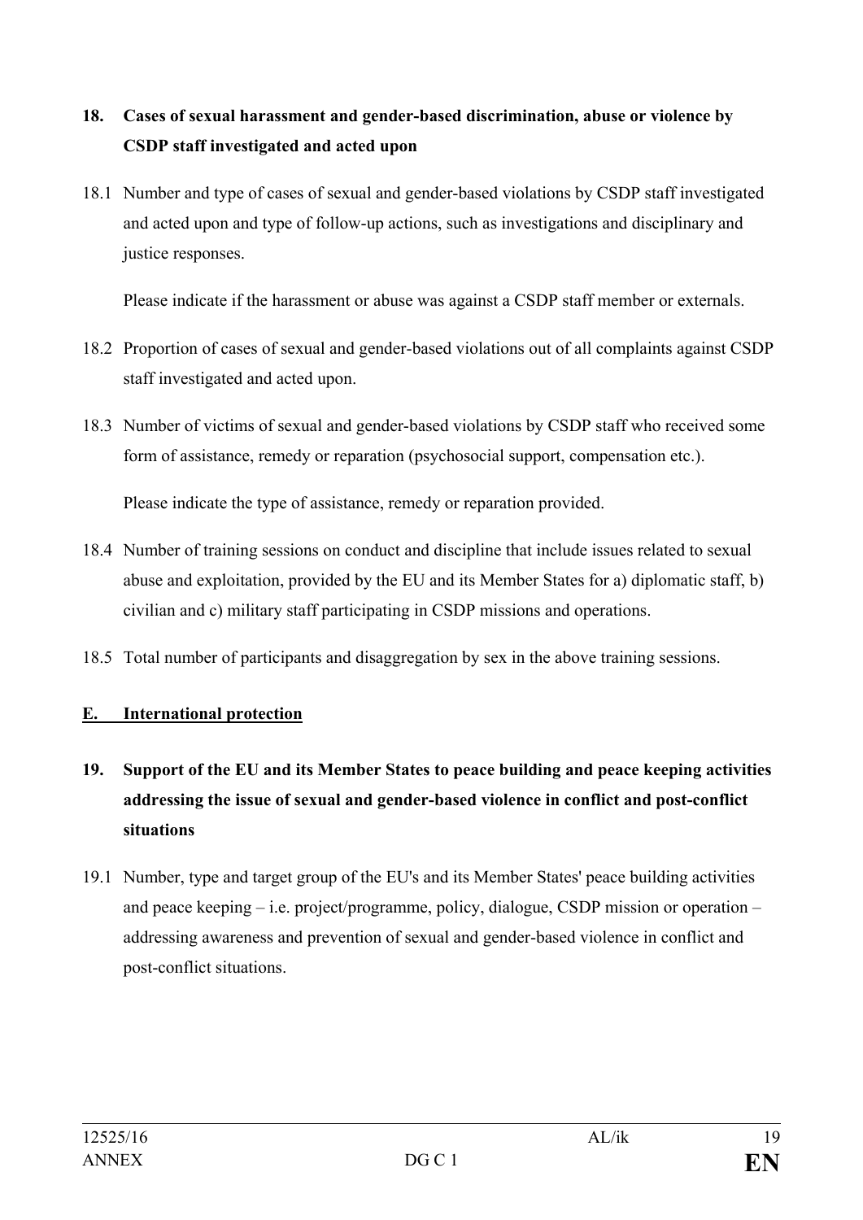**18. Cases of sexual harassment and gender-based discrimination, abuse or violence by CSDP staff investigated and acted upon**

18.1 Number and type of cases of sexual and gender-based violations by CSDP staff investigated and acted upon and type of follow-up actions, such as investigations and disciplinary and justice responses.

Please indicate if the harassment or abuse was against a CSDP staff member or externals.

18.2 Proportion of cases of sexual and gender-based violations out of all complaints against CSDP staff investigated and acted upon.

18.3 Number of victims of sexual and gender-based violations by CSDP staff who received some form of assistance, remedy or reparation (psychosocial support, compensation etc.).

Please indicate the type of assistance, remedy or reparation provided.

18.4 Number of training sessions on conduct and discipline that include issues related to sexual abuse and exploitation, provided by the EU and its Member States for a) diplomatic staff, b) civilian and c) military staff participating in CSDP missions and operations.

18.5 Total number of participants and disaggregation by sex in the above training sessions.

## E. International protection

**19. Support of the EU and its Member States to peace building and peace keeping activities addressing the issue of sexual and gender-based violence in conflict and post-conflict situations**

19.1 Number, type and target group of the EU's and its Member States' peace building activities and peace keeping – i.e. project/programme, policy, dialogue, CSDP mission or operation – addressing awareness and prevention of sexual and gender-based violence in conflict and post-conflict situations.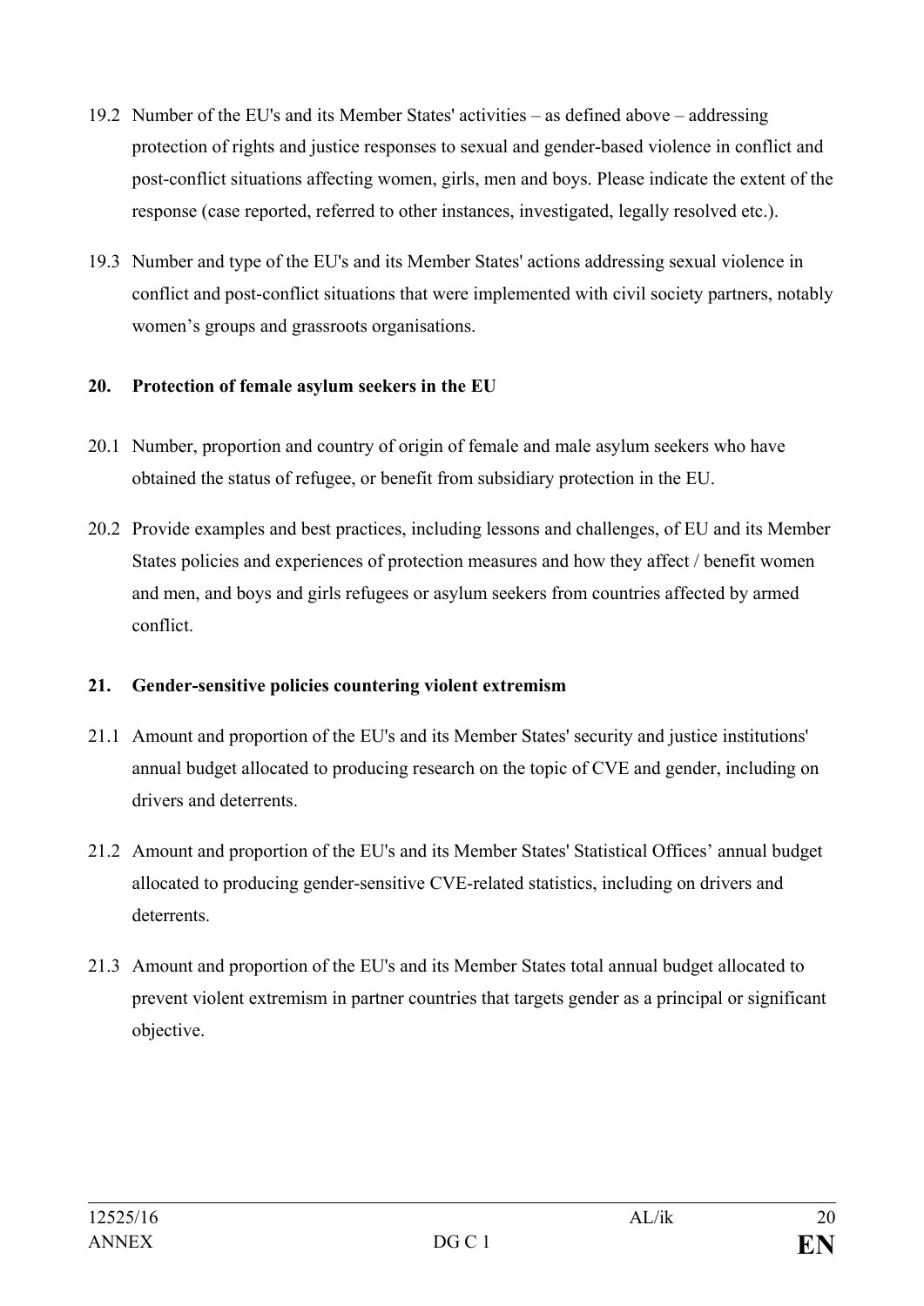19.2 Number of the EU's and its Member States' activities – as defined above – addressing protection of rights and justice responses to sexual and gender-based violence in conflict and post-conflict situations affecting women, girls, men and boys. Please indicate the extent of the response (case reported, referred to other instances, investigated, legally resolved etc.).

19.3 Number and type of the EU's and its Member States' actions addressing sexual violence in conflict and post-conflict situations that were implemented with civil society partners, notably women's groups and grassroots organisations.

**20. Protection of female asylum seekers in the EU**

20.1 Number, proportion and country of origin of female and male asylum seekers who have obtained the status of refugee, or benefit from subsidiary protection in the EU.

20.2 Provide examples and best practices, including lessons and challenges, of EU and its Member States policies and experiences of protection measures and how they affect / benefit women and men, and boys and girls refugees or asylum seekers from countries affected by armed conflict.

**21. Gender-sensitive policies countering violent extremism**

21.1 Amount and proportion of the EU's and its Member States' security and justice institutions' annual budget allocated to producing research on the topic of CVE and gender, including on drivers and deterrents.

21.2 Amount and proportion of the EU's and its Member States' Statistical Offices' annual budget allocated to producing gender-sensitive CVE-related statistics, including on drivers and deterrents.

21.3 Amount and proportion of the EU's and its Member States total annual budget allocated to prevent violent extremism in partner countries that targets gender as a principal or significant objective.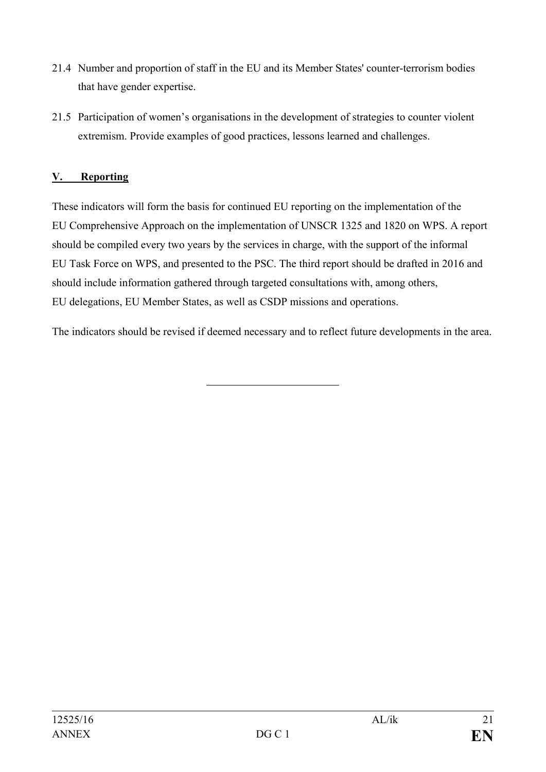21.4 Number and proportion of staff in the EU and its Member States' counter-terrorism bodies that have gender expertise.

21.5 Participation of women's organisations in the development of strategies to counter violent extremism. Provide examples of good practices, lessons learned and challenges.

## V. Reporting

These indicators will form the basis for continued EU reporting on the implementation of the EU Comprehensive Approach on the implementation of UNSCR 1325 and 1820 on WPS. A report should be compiled every two years by the services in charge, with the support of the informal EU Task Force on WPS, and presented to the PSC. The third report should be drafted in 2016 and should include information gathered through targeted consultations with, among others, EU delegations, EU Member States, as well as CSDP missions and operations.

The indicators should be revised if deemed necessary and to reflect future developments in the area.